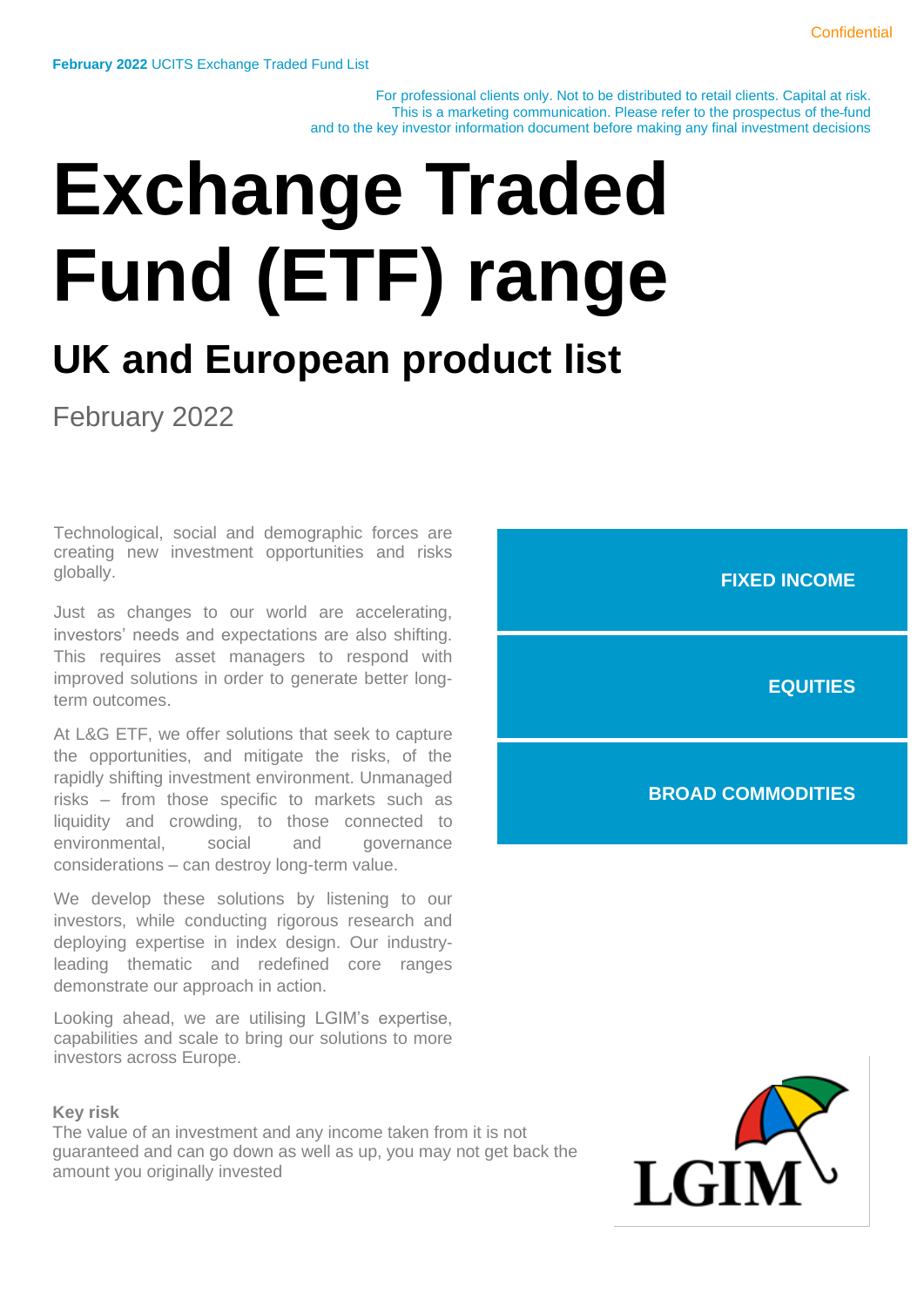Confidential

**February 2022** UCITS Exchange Traded Fund List

For professional clients only. Not to be distributed to retail clients. Capital at risk.
This is a marketing communication. Please refer to the prospectus of the fund
and to the key investor information document before making any final investment decisions

# Exchange Traded Fund (ETF) range

## UK and European product list

February 2022

Technological, social and demographic forces are creating new investment opportunities and risks globally.

Just as changes to our world are accelerating, investors' needs and expectations are also shifting. This requires asset managers to respond with improved solutions in order to generate better long-term outcomes.

At L&G ETF, we offer solutions that seek to capture the opportunities, and mitigate the risks, of the rapidly shifting investment environment. Unmanaged risks – from those specific to markets such as liquidity and crowding, to those connected to environmental, social and governance considerations – can destroy long-term value.

We develop these solutions by listening to our investors, while conducting rigorous research and deploying expertise in index design. Our industry-leading thematic and redefined core ranges demonstrate our approach in action.

Looking ahead, we are utilising LGIM's expertise, capabilities and scale to bring our solutions to more investors across Europe.

**FIXED INCOME**

**EQUITIES**

**BROAD COMMODITIES**

**Key risk**
The value of an investment and any income taken from it is not guaranteed and can go down as well as up, you may not get back the amount you originally invested

LGIM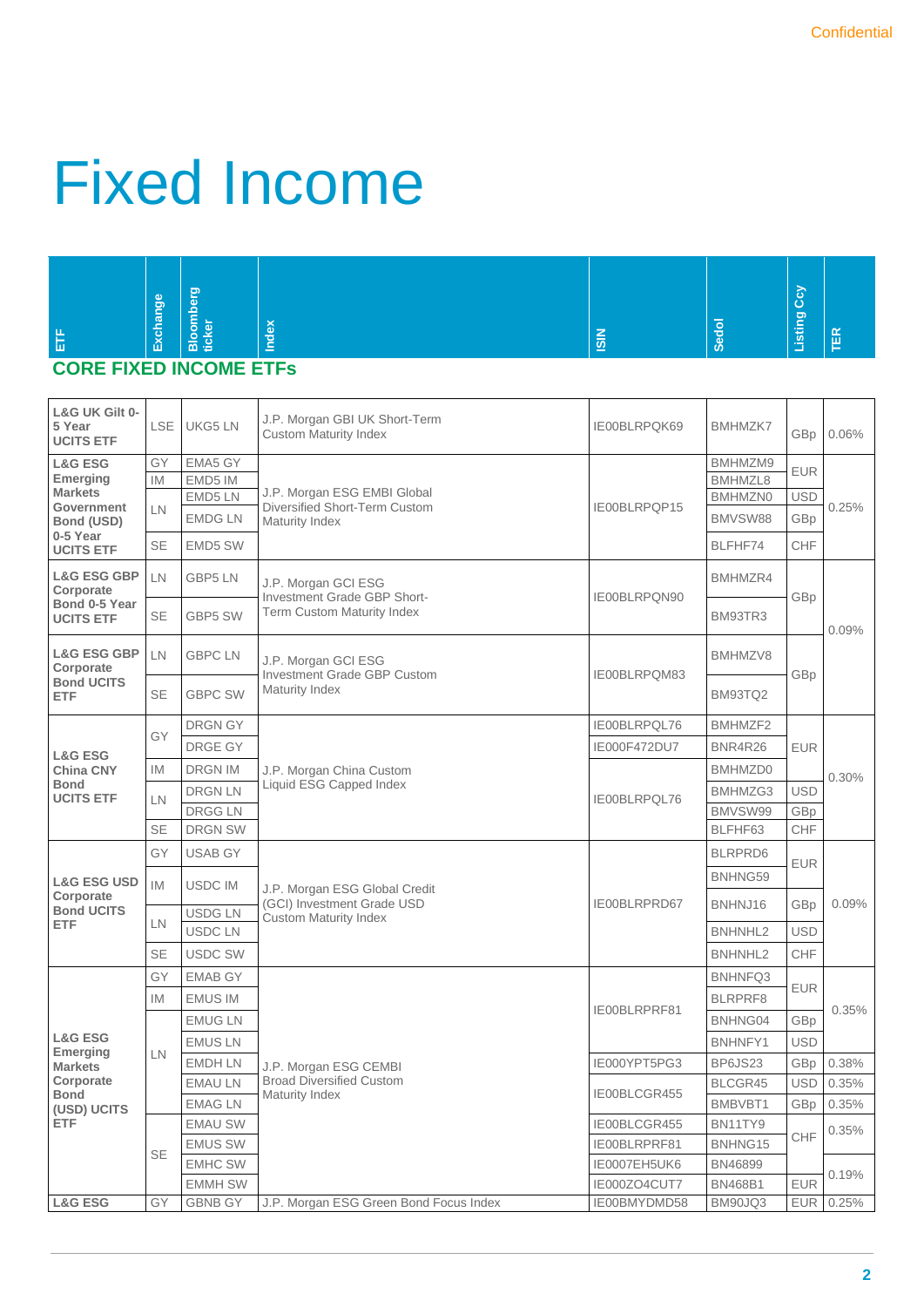# Fixed Income

| ETF | Exchange | Bloomberg ticker | Index | ISIN | Sedol | Listing Ccy | TER |
|---|---|---|---|---|---|---|---|
| **CORE FIXED INCOME ETFs** | | | | | | | |
| **L&G UK Gilt 0-5 Year UCITS ETF** | LSE | UKG5 LN | J.P. Morgan GBI UK Short-Term Custom Maturity Index | IE00BLRPQK69 | BMHMZK7 | GBp | 0.06% |
| **L&G ESG Emerging Markets Government Bond (USD) 0-5 Year UCITS ETF** | GY | EMA5 GY | J.P. Morgan ESG EMBI Global Diversified Short-Term Custom Maturity Index | IE00BLRPQP15 | BMHMZM9 | EUR | 0.25% |
| | IM | EMD5 IM | | | BMHMZL8 | EUR | |
| | LN | EMD5 LN | | | BMHMZN0 | USD | |
| | LN | EMDG LN | | | BMVSW88 | GBp | |
| | SE | EMD5 SW | | | BLFHF74 | CHF | |
| **L&G ESG GBP Corporate Bond 0-5 Year UCITS ETF** | LN | GBP5 LN | J.P. Morgan GCI ESG Investment Grade GBP Short-Term Custom Maturity Index | IE00BLRPQN90 | BMHMZR4 | GBp | 0.09% |
| | SE | GBP5 SW | | | BM93TR3 | GBp | |
| **L&G ESG GBP Corporate Bond UCITS ETF** | LN | GBPC LN | J.P. Morgan GCI ESG Investment Grade GBP Custom Maturity Index | IE00BLRPQM83 | BMHMZV8 | GBp | 0.09% |
| | SE | GBPC SW | | | BM93TQ2 | GBp | |
| **L&G ESG China CNY Bond UCITS ETF** | GY | DRGN GY | J.P. Morgan China Custom Liquid ESG Capped Index | IE00BLRPQL76 | BMHMZF2 | EUR | 0.30% |
| | GY | DRGE GY | | IE000F472DU7 | BNR4R26 | EUR | |
| | IM | DRGN IM | | IE00BLRPQL76 | BMHMZD0 | EUR | |
| | LN | DRGN LN | | IE00BLRPQL76 | BMHMZG3 | USD | |
| | LN | DRGG LN | | IE00BLRPQL76 | BMVSW99 | GBp | |
| | SE | DRGN SW | | IE00BLRPQL76 | BLFHF63 | CHF | |
| **L&G ESG USD Corporate Bond UCITS ETF** | GY | USAB GY | J.P. Morgan ESG Global Credit (GCI) Investment Grade USD Custom Maturity Index | IE00BLRPRD67 | BLRPRD6 | EUR | 0.09% |
| | IM | USDC IM | | | BNHNG59 | EUR | |
| | LN | USDG LN | | | BNHNJ16 | GBp | |
| | LN | USDC LN | | | BNHNHL2 | USD | |
| | SE | USDC SW | | | BNHNHL2 | CHF | |
| **L&G ESG Emerging Markets Corporate Bond (USD) UCITS ETF** | GY | EMAB GY | J.P. Morgan ESG CEMBI Broad Diversified Custom Maturity Index | IE00BLRPRF81 | BNHNFQ3 | EUR | 0.35% |
| | IM | EMUS IM | | IE00BLRPRF81 | BLRPRF8 | EUR | 0.35% |
| | LN | EMUG LN | | IE00BLRPRF81 | BNHNG04 | GBp | 0.35% |
| | LN | EMUS LN | | IE00BLRPRF81 | BNHNFY1 | USD | 0.35% |
| | LN | EMDH LN | | IE000YPT5PG3 | BP6JS23 | GBp | 0.38% |
| | LN | EMAU LN | | IE00BLCGR455 | BLCGR45 | USD | 0.35% |
| | LN | EMAG LN | | IE00BLCGR455 | BMBVBT1 | GBp | 0.35% |
| | SE | EMAU SW | | IE00BLCGR455 | BN11TY9 | CHF | 0.35% |
| | SE | EMUS SW | | IE00BLRPRF81 | BNHNG15 | CHF | 0.35% |
| | SE | EMHC SW | | IE0007EH5UK6 | BN46899 | CHF | 0.19% |
| | SE | EMMH SW | | IE000ZO4CUT7 | BN468B1 | EUR | 0.19% |
| **L&G ESG** | GY | GBNB GY | J.P. Morgan ESG Green Bond Focus Index | IE00BMYDMD58 | BM90JQ3 | EUR | 0.25% |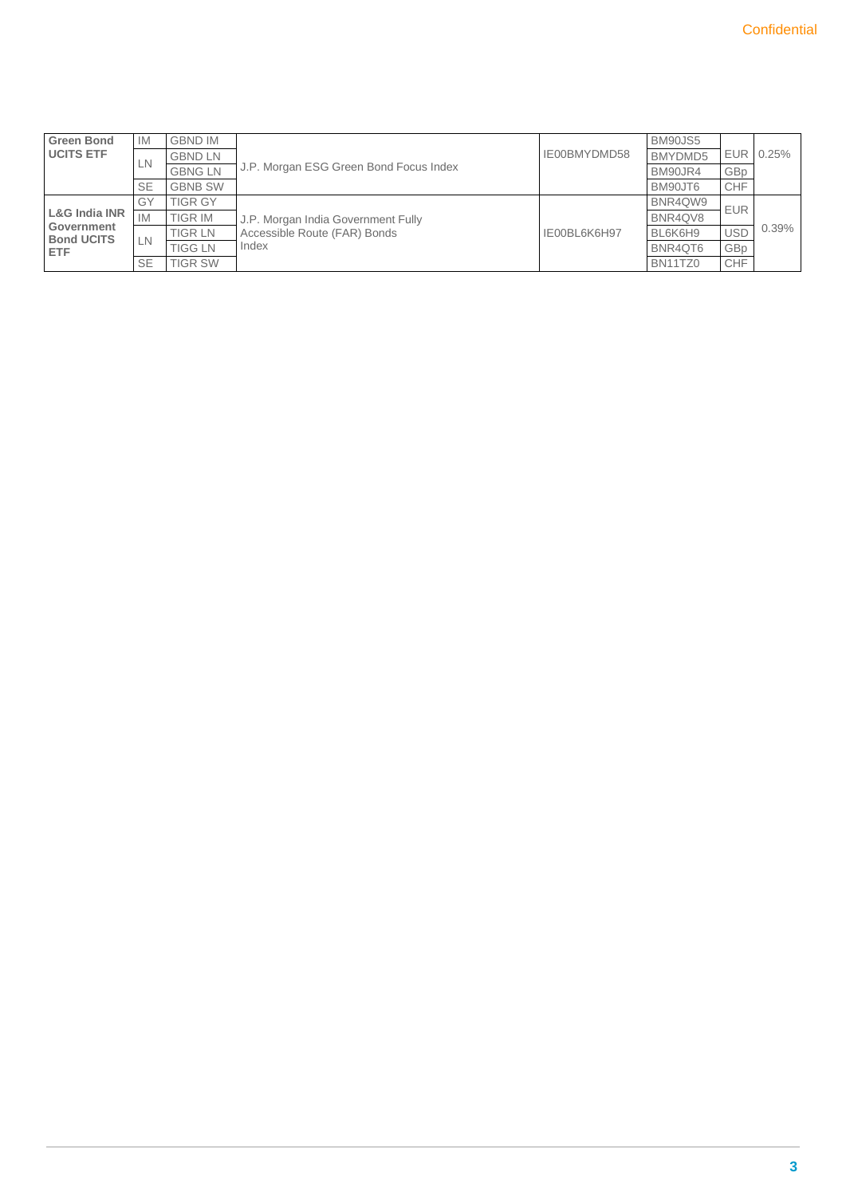| | | | | | | | |
|---|---|---|---|---|---|---|---|
| **Green Bond UCITS ETF** | IM | GBND IM | J.P. Morgan ESG Green Bond Focus Index | IE00BMYDMD58 | BM90JS5 | EUR | 0.25% |
| | LN | GBND LN | | | BMYDMD5 | | |
| | | GBNG LN | | | BM90JR4 | GBp | |
| | SE | GBNB SW | | | BM90JT6 | CHF | |
| **L&G India INR Government Bond UCITS ETF** | GY | TIGR GY | J.P. Morgan India Government Fully Accessible Route (FAR) Bonds Index | IE00BL6K6H97 | BNR4QW9 | EUR | 0.39% |
| | IM | TIGR IM | | | BNR4QV8 | | |
| | LN | TIGR LN | | | BL6K6H9 | USD | |
| | | TIGG LN | | | BNR4QT6 | GBp | |
| | SE | TIGR SW | | | BN11TZ0 | CHF | |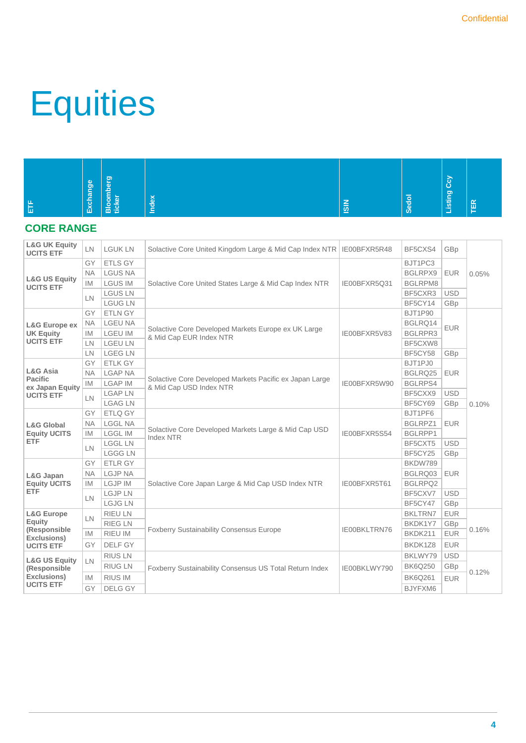# Equities

| ETF | Exchange | Bloomberg ticker | Index | ISIN | Sedol | Listing Ccy | TER |
|---|---|---|---|---|---|---|---|
| **CORE RANGE** | | | | | | | |
| **L&G UK Equity UCITS ETF** | LN | LGUK LN | Solactive Core United Kingdom Large & Mid Cap Index NTR | IE00BFXR5R48 | BF5CXS4 | GBp | 0.05% |
| **L&G US Equity UCITS ETF** | GY | ETLS GY | Solactive Core United States Large & Mid Cap Index NTR | IE00BFXR5Q31 | BJT1PC3 | EUR | 0.05% |
| | NA | LGUS NA | | | BGLRPX9 | EUR | |
| | IM | LGUS IM | | | BGLRPM8 | EUR | |
| | LN | LGUS LN | | | BF5CXR3 | USD | |
| | | LGUG LN | | | BF5CY14 | GBp | |
| **L&G Europe ex UK Equity UCITS ETF** | GY | ETLN GY | Solactive Core Developed Markets Europe ex UK Large & Mid Cap EUR Index NTR | IE00BFXR5V83 | BJT1P90 | EUR | 0.10% |
| | NA | LGEU NA | | | BGLRQ14 | EUR | |
| | IM | LGEU IM | | | BGLRPR3 | EUR | |
| | LN | LGEU LN | | | BF5CXW8 | EUR | |
| | LN | LGEG LN | | | BF5CY58 | GBp | |
| **L&G Asia Pacific ex Japan Equity UCITS ETF** | GY | ETLK GY | Solactive Core Developed Markets Pacific ex Japan Large & Mid Cap USD Index NTR | IE00BFXR5W90 | BJT1PJ0 | EUR | 0.10% |
| | NA | LGAP NA | | | BGLRQ25 | EUR | |
| | IM | LGAP IM | | | BGLRPS4 | EUR | |
| | LN | LGAP LN | | | BF5CXX9 | USD | |
| | | LGAG LN | | | BF5CY69 | GBp | |
| **L&G Global Equity UCITS ETF** | GY | ETLQ GY | Solactive Core Developed Markets Large & Mid Cap USD Index NTR | IE00BFXR5S54 | BJT1PF6 | EUR | 0.10% |
| | NA | LGGL NA | | | BGLRPZ1 | EUR | |
| | IM | LGGL IM | | | BGLRPP1 | EUR | |
| | LN | LGGL LN | | | BF5CXT5 | USD | |
| | | LGGG LN | | | BF5CY25 | GBp | |
| **L&G Japan Equity UCITS ETF** | GY | ETLR GY | Solactive Core Japan Large & Mid Cap USD Index NTR | IE00BFXR5T61 | BKDW789 | EUR | 0.10% |
| | NA | LGJP NA | | | BGLRQ03 | EUR | |
| | IM | LGJP IM | | | BGLRPQ2 | EUR | |
| | LN | LGJP LN | | | BF5CXV7 | USD | |
| | | LGJG LN | | | BF5CY47 | GBp | |
| **L&G Europe Equity (Responsible Exclusions) UCITS ETF** | LN | RIEU LN | Foxberry Sustainability Consensus Europe | IE00BKLTRN76 | BKLTRN7 | EUR | 0.16% |
| | | RIEG LN | | | BKDK1Y7 | GBp | |
| | IM | RIEU IM | | | BKDK211 | EUR | |
| | GY | DELF GY | | | BKDK1Z8 | EUR | |
| **L&G US Equity (Responsible Exclusions) UCITS ETF** | LN | RIUS LN | Foxberry Sustainability Consensus US Total Return Index | IE00BKLWY790 | BKLWY79 | USD | 0.12% |
| | | RIUG LN | | | BK6Q250 | GBp | |
| | IM | RIUS IM | | | BK6Q261 | EUR | |
| | GY | DELG GY | | | BJYFXM6 | EUR | |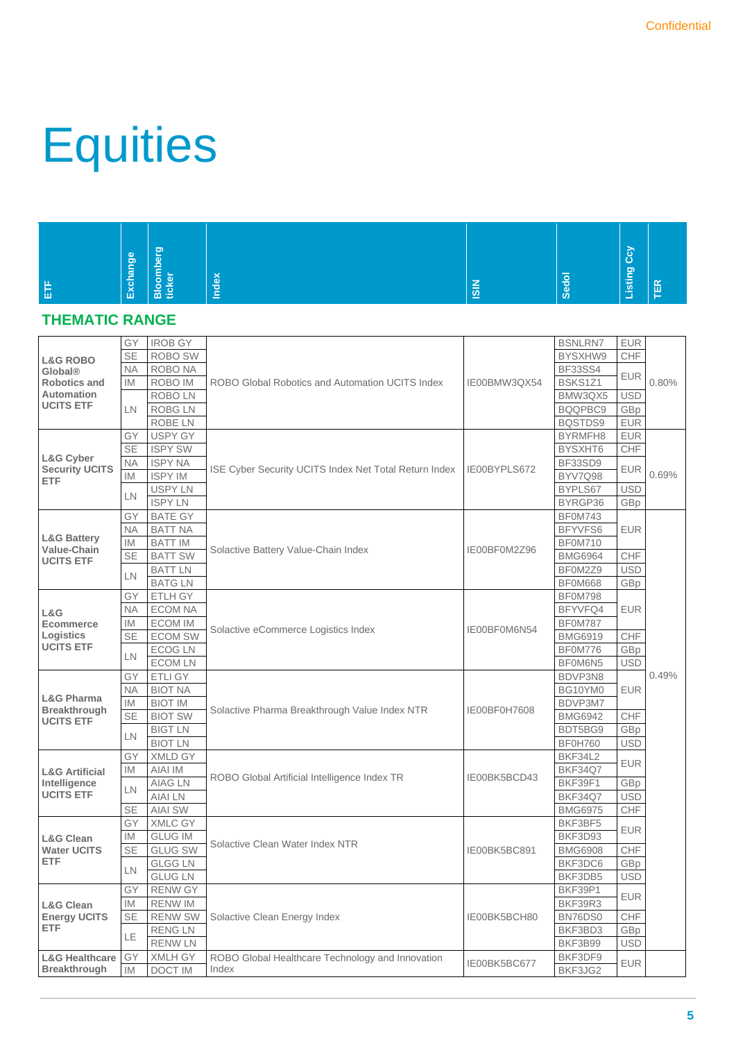# Equities

| ETF | Exchange | Bloomberg ticker | Index | ISIN | Sedol | Listing Ccy | TER |
|---|---|---|---|---|---|---|---|
| **THEMATIC RANGE** | | | | | | | |
| **L&G ROBO Global® Robotics and Automation UCITS ETF** | GY | IROB GY | ROBO Global Robotics and Automation UCITS Index | IE00BMW3QX54 | BSNLRN7 | EUR | 0.80% |
| | SE | ROBO SW | | | BYSXHW9 | CHF | |
| | NA | ROBO NA | | | BF33SS4 | EUR | |
| | IM | ROBO IM | | | BSKS1Z1 | EUR | |
| | LN | ROBO LN | | | BMW3QX5 | USD | |
| | LN | ROBG LN | | | BQQPBC9 | GBp | |
| | LN | ROBE LN | | | BQSTDS9 | EUR | |
| **L&G Cyber Security UCITS ETF** | GY | USPY GY | ISE Cyber Security UCITS Index Net Total Return Index | IE00BYPLS672 | BYRMFH8 | EUR | 0.69% |
| | SE | ISPY SW | | | BYSXHT6 | CHF | |
| | NA | ISPY NA | | | BF33SD9 | EUR | |
| | IM | ISPY IM | | | BYV7Q98 | EUR | |
| | LN | USPY LN | | | BYPLS67 | USD | |
| | LN | ISPY LN | | | BYRGP36 | GBp | |
| **L&G Battery Value-Chain UCITS ETF** | GY | BATE GY | Solactive Battery Value-Chain Index | IE00BF0M2Z96 | BF0M743 | EUR | 0.49% |
| | NA | BATT NA | | | BFYVFS6 | EUR | |
| | IM | BATT IM | | | BF0M710 | EUR | |
| | SE | BATT SW | | | BMG6964 | CHF | |
| | LN | BATT LN | | | BF0M2Z9 | USD | |
| | LN | BATG LN | | | BF0M668 | GBp | |
| **L&G Ecommerce Logistics UCITS ETF** | GY | ETLH GY | Solactive eCommerce Logistics Index | IE00BF0M6N54 | BF0M798 | EUR | 0.49% |
| | NA | ECOM NA | | | BFYVFQ4 | EUR | |
| | IM | ECOM IM | | | BF0M787 | EUR | |
| | SE | ECOM SW | | | BMG6919 | CHF | |
| | LN | ECOG LN | | | BF0M776 | GBp | |
| | LN | ECOM LN | | | BF0M6N5 | USD | |
| **L&G Pharma Breakthrough UCITS ETF** | GY | ETLI GY | Solactive Pharma Breakthrough Value Index NTR | IE00BF0H7608 | BDVP3N8 | EUR | 0.49% |
| | NA | BIOT NA | | | BG10YM0 | EUR | |
| | IM | BIOT IM | | | BDVP3M7 | EUR | |
| | SE | BIOT SW | | | BMG6942 | CHF | |
| | LN | BIGT LN | | | BDT5BG9 | GBp | |
| | LN | BIOT LN | | | BF0H760 | USD | |
| **L&G Artificial Intelligence UCITS ETF** | GY | XMLD GY | ROBO Global Artificial Intelligence Index TR | IE00BK5BCD43 | BKF34L2 | EUR | 0.49% |
| | IM | AIAI IM | | | BKF34Q7 | EUR | |
| | LN | AIAG LN | | | BKF39F1 | GBp | |
| | LN | AIAI LN | | | BKF34Q7 | USD | |
| | SE | AIAI SW | | | BMG6975 | CHF | |
| **L&G Clean Water UCITS ETF** | GY | XMLC GY | Solactive Clean Water Index NTR | IE00BK5BC891 | BKF3BF5 | EUR | 0.49% |
| | IM | GLUG IM | | | BKF3D93 | EUR | |
| | SE | GLUG SW | | | BMG6908 | CHF | |
| | LN | GLGG LN | | | BKF3DC6 | GBp | |
| | LN | GLUG LN | | | BKF3DB5 | USD | |
| **L&G Clean Energy UCITS ETF** | GY | RENW GY | Solactive Clean Energy Index | IE00BK5BCH80 | BKF39P1 | EUR | 0.49% |
| | IM | RENW IM | | | BKF39R3 | EUR | |
| | SE | RENW SW | | | BN76DS0 | CHF | |
| | LE | RENG LN | | | BKF3BD3 | GBp | |
| | LE | RENW LN | | | BKF3B99 | USD | |
| **L&G Healthcare Breakthrough** | GY | XMLH GY | ROBO Global Healthcare Technology and Innovation Index | IE00BK5BC677 | BKF3DF9 | EUR | |
| | IM | DOCT IM | | | BKF3JG2 | EUR | |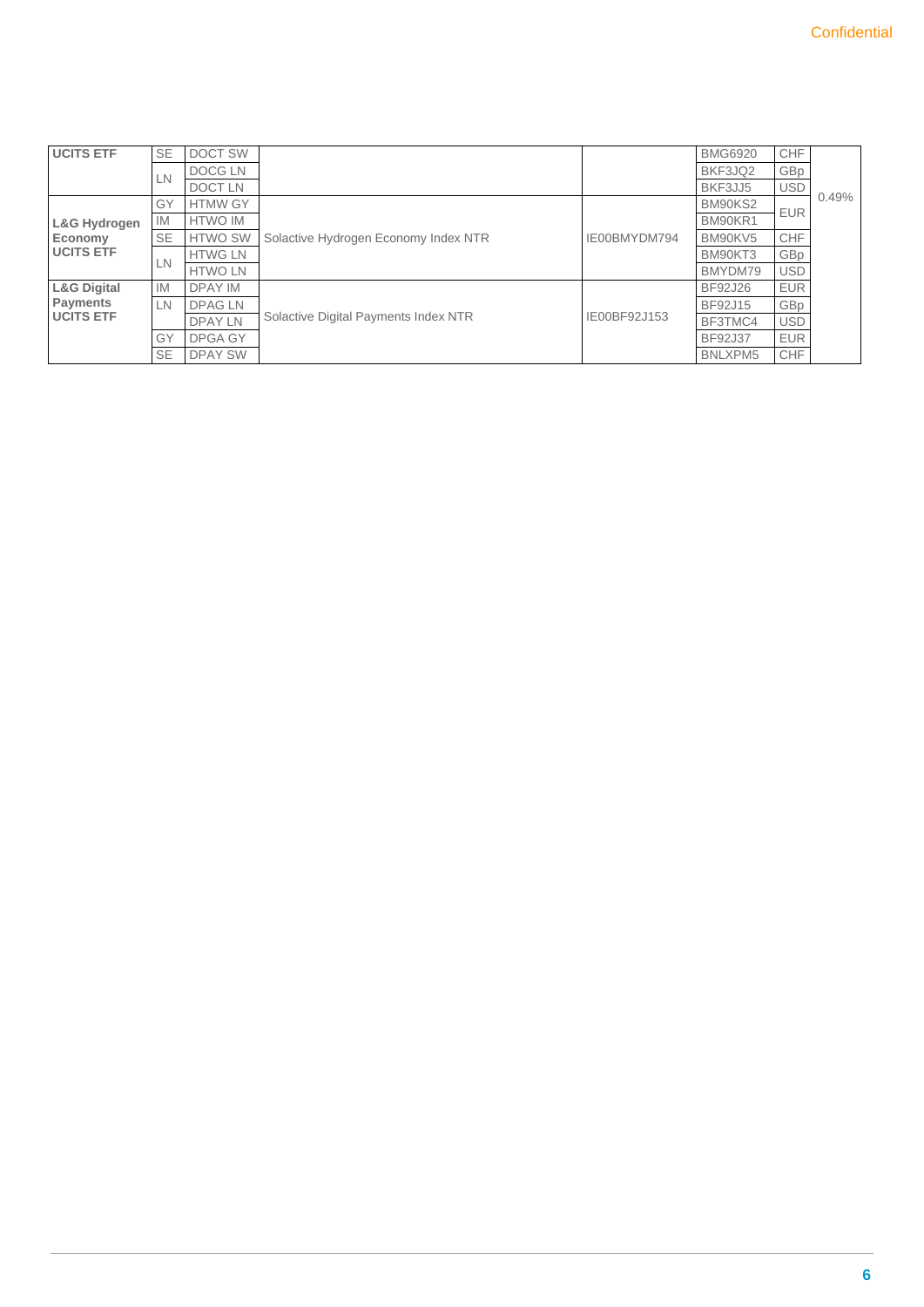| | | | | | | | |
|---|---|---|---|---|---|---|---|
| **UCITS ETF** | SE | DOCT SW | | | BMG6920 | CHF | 0.49% |
| | LN | DOCG LN | | | BKF3JQ2 | GBp | |
| | | DOCT LN | | | BKF3JJ5 | USD | |
| **L&G Hydrogen Economy UCITS ETF** | GY | HTMW GY | Solactive Hydrogen Economy Index NTR | IE00BMYDM794 | BM90KS2 | EUR | |
| | IM | HTWO IM | | | BM90KR1 | | |
| | SE | HTWO SW | | | BM90KV5 | CHF | |
| | LN | HTWG LN | | | BM90KT3 | GBp | |
| | | HTWO LN | | | BMYDM79 | USD | |
| **L&G Digital Payments UCITS ETF** | IM | DPAY IM | Solactive Digital Payments Index NTR | IE00BF92J153 | BF92J26 | EUR | |
| | LN | DPAG LN | | | BF92J15 | GBp | |
| | | DPAY LN | | | BF3TMC4 | USD | |
| | GY | DPGA GY | | | BF92J37 | EUR | |
| | SE | DPAY SW | | | BNLXPM5 | CHF | |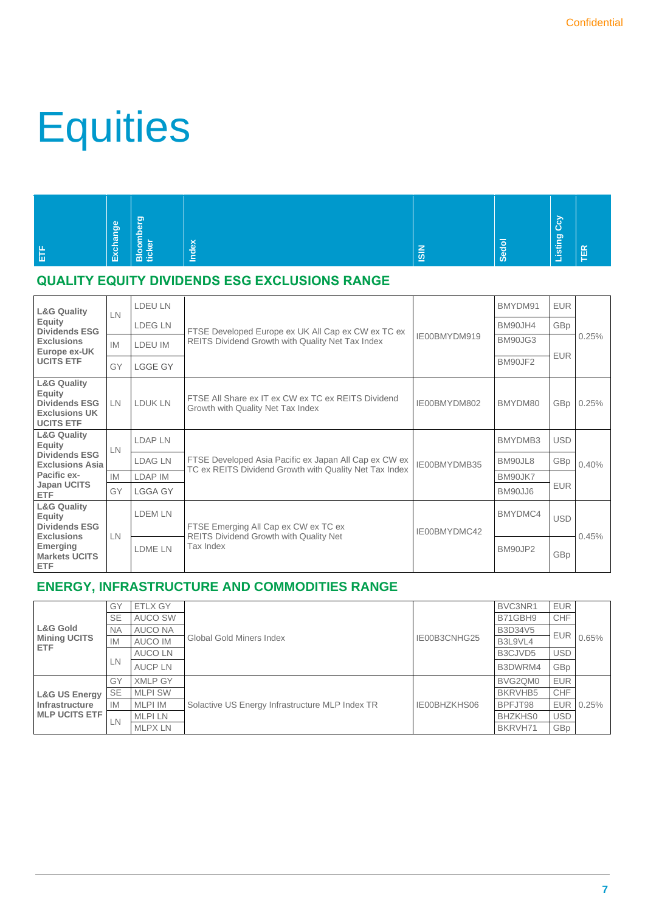# Equities

| ETF | Exchange | Bloomberg ticker | Index | ISIN | Sedol | Listing Ccy | TER |
|---|---|---|---|---|---|---|---|
| **QUALITY EQUITY DIVIDENDS ESG EXCLUSIONS RANGE** | | | | | | | |
| **L&G Quality Equity Dividends ESG Exclusions Europe ex-UK UCITS ETF** | LN | LDEU LN | FTSE Developed Europe ex UK All Cap ex CW ex TC ex REITS Dividend Growth with Quality Net Tax Index | IE00BMYDM919 | BMYDM91 | EUR | 0.25% |
| | LN | LDEG LN | | | BM90JH4 | GBp | |
| | IM | LDEU IM | | | BM90JG3 | EUR | |
| | GY | LGGE GY | | | BM90JF2 | EUR | |
| **L&G Quality Equity Dividends ESG Exclusions UK UCITS ETF** | LN | LDUK LN | FTSE All Share ex IT ex CW ex TC ex REITS Dividend Growth with Quality Net Tax Index | IE00BMYDM802 | BMYDM80 | GBp | 0.25% |
| **L&G Quality Equity Dividends ESG Exclusions Asia Pacific ex-Japan UCITS ETF** | LN | LDAP LN | FTSE Developed Asia Pacific ex Japan All Cap ex CW ex TC ex REITS Dividend Growth with Quality Net Tax Index | IE00BMYDMB35 | BMYDMB3 | USD | 0.40% |
| | LN | LDAG LN | | | BM90JL8 | GBp | |
| | IM | LDAP IM | | | BM90JK7 | EUR | |
| | GY | LGGA GY | | | BM90JJ6 | EUR | |
| **L&G Quality Equity Dividends ESG Exclusions Emerging Markets UCITS ETF** | LN | LDEM LN | FTSE Emerging All Cap ex CW ex TC ex REITS Dividend Growth with Quality Net Tax Index | IE00BMYDMC42 | BMYDMC4 | USD | 0.45% |
| | LN | LDME LN | | | BM90JP2 | GBp | |
| **ENERGY, INFRASTRUCTURE AND COMMODITIES RANGE** | | | | | | | |
| **L&G Gold Mining UCITS ETF** | GY | ETLX GY | Global Gold Miners Index | IE00B3CNHG25 | BVC3NR1 | EUR | 0.65% |
| | SE | AUCO SW | | | B71GBH9 | CHF | |
| | NA | AUCO NA | | | B3D34V5 | EUR | |
| | IM | AUCO IM | | | B3L9VL4 | EUR | |
| | LN | AUCO LN | | | B3CJVD5 | USD | |
| | LN | AUCP LN | | | B3DWRM4 | GBp | |
| **L&G US Energy Infrastructure MLP UCITS ETF** | GY | XMLP GY | Solactive US Energy Infrastructure MLP Index TR | IE00BHZKHS06 | BVG2QM0 | EUR | 0.25% |
| | SE | MLPI SW | | | BKRVHB5 | CHF | |
| | IM | MLPI IM | | | BPFJT98 | EUR | |
| | LN | MLPI LN | | | BHZKHS0 | USD | |
| | LN | MLPX LN | | | BKRVH71 | GBp | |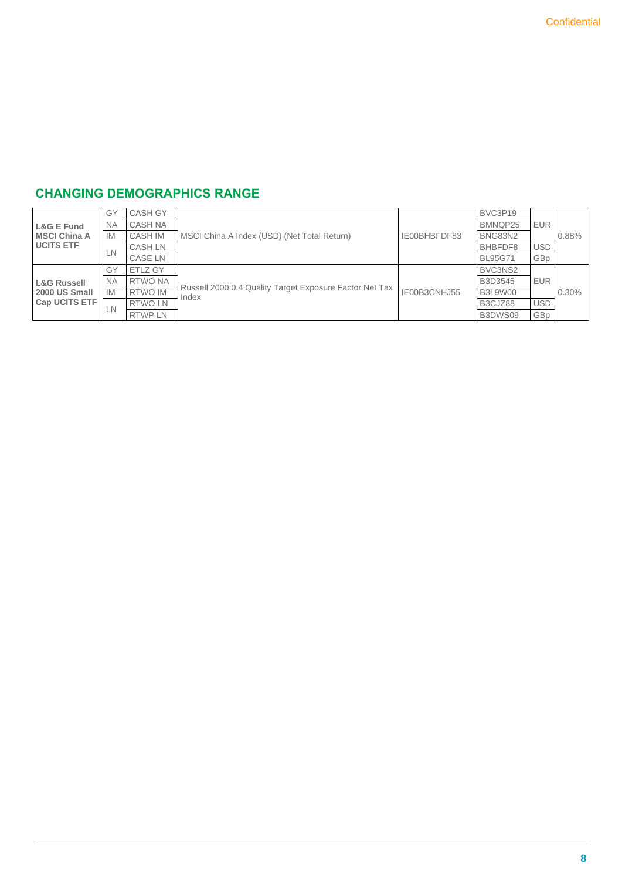## CHANGING DEMOGRAPHICS RANGE

| | | | | | | | |
|---|---|---|---|---|---|---|---|
| **L&G E Fund MSCI China A UCITS ETF** | GY | CASH GY | MSCI China A Index (USD) (Net Total Return) | IE00BHBFDF83 | BVC3P19 | EUR | 0.88% |
| | NA | CASH NA | | | BMNQP25 | | |
| | IM | CASH IM | | | BNG83N2 | | |
| | LN | CASH LN | | | BHBFDF8 | USD | |
| | | CASE LN | | | BL95G71 | GBp | |
| **L&G Russell 2000 US Small Cap UCITS ETF** | GY | ETLZ GY | Russell 2000 0.4 Quality Target Exposure Factor Net Tax Index | IE00B3CNHJ55 | BVC3NS2 | EUR | 0.30% |
| | NA | RTWO NA | | | B3D3545 | | |
| | IM | RTWO IM | | | B3L9W00 | | |
| | LN | RTWO LN | | | B3CJZ88 | USD | |
| | | RTWP LN | | | B3DWS09 | GBp | |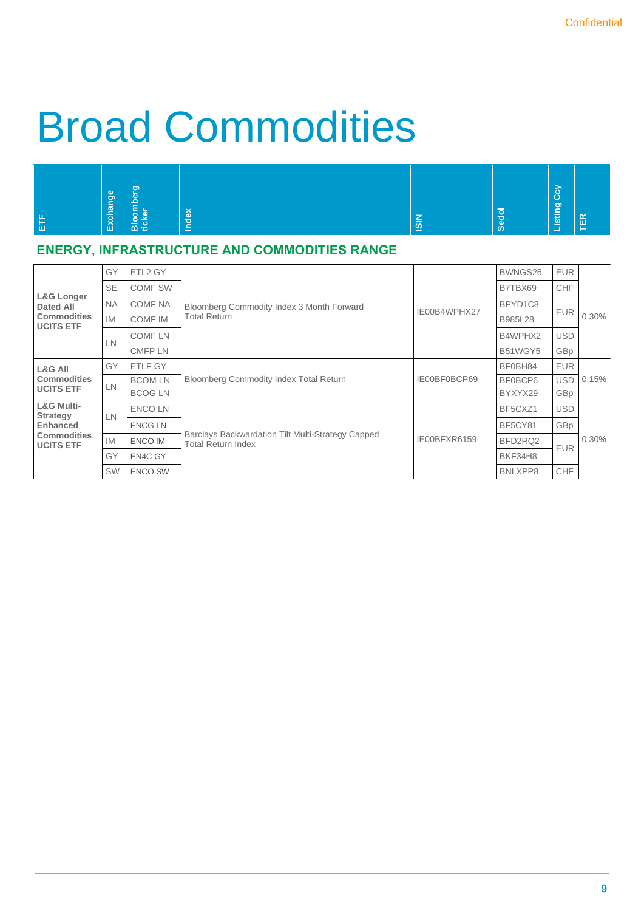# Broad Commodities

| ETF | Exchange | Bloomberg ticker | Index | ISIN | Sedol | Listing Ccy | TER |
|---|---|---|---|---|---|---|---|
| **ENERGY, INFRASTRUCTURE AND COMMODITIES RANGE** | | | | | | | |
| **L&G Longer Dated All Commodities UCITS ETF** | GY | ETL2 GY | Bloomberg Commodity Index 3 Month Forward Total Return | IE00B4WPHX27 | BWNGS26 | EUR | 0.30% |
| | SE | COMF SW | | | B7TBX69 | CHF | |
| | NA | COMF NA | | | BPYD1C8 | EUR | |
| | IM | COMF IM | | | B985L28 | EUR | |
| | LN | COMF LN | | | B4WPHX2 | USD | |
| | LN | CMFP LN | | | B51WGY5 | GBp | |
| **L&G All Commodities UCITS ETF** | GY | ETLF GY | Bloomberg Commodity Index Total Return | IE00BF0BCP69 | BF0BH84 | EUR | 0.15% |
| | LN | BCOM LN | | | BF0BCP6 | USD | |
| | LN | BCOG LN | | | BYXYX29 | GBp | |
| **L&G Multi-Strategy Enhanced Commodities UCITS ETF** | LN | ENCO LN | Barclays Backwardation Tilt Multi-Strategy Capped Total Return Index | IE00BFXR6159 | BF5CXZ1 | USD | 0.30% |
| | LN | ENCG LN | | | BF5CY81 | GBp | |
| | IM | ENCO IM | | | BFD2RQ2 | EUR | |
| | GY | EN4C GY | | | BKF34H8 | EUR | |
| | SW | ENCO SW | | | BNLXPP8 | CHF | |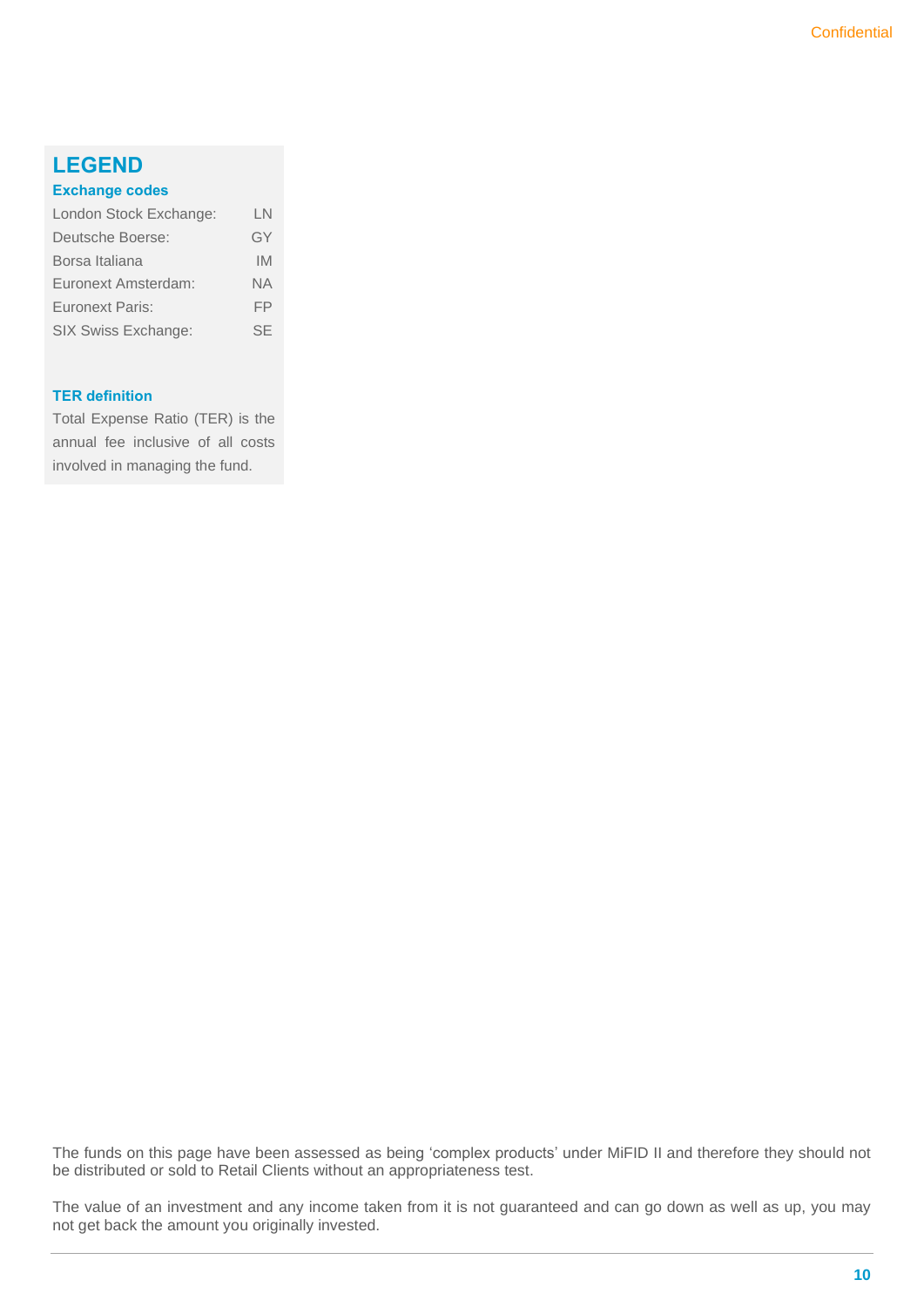## LEGEND

### Exchange codes

| | |
|---|---|
| London Stock Exchange: | LN |
| Deutsche Boerse: | GY |
| Borsa Italiana | IM |
| Euronext Amsterdam: | NA |
| Euronext Paris: | FP |
| SIX Swiss Exchange: | SE |

### TER definition

Total Expense Ratio (TER) is the annual fee inclusive of all costs involved in managing the fund.

The funds on this page have been assessed as being 'complex products' under MiFID II and therefore they should not be distributed or sold to Retail Clients without an appropriateness test.

The value of an investment and any income taken from it is not guaranteed and can go down as well as up, you may not get back the amount you originally invested.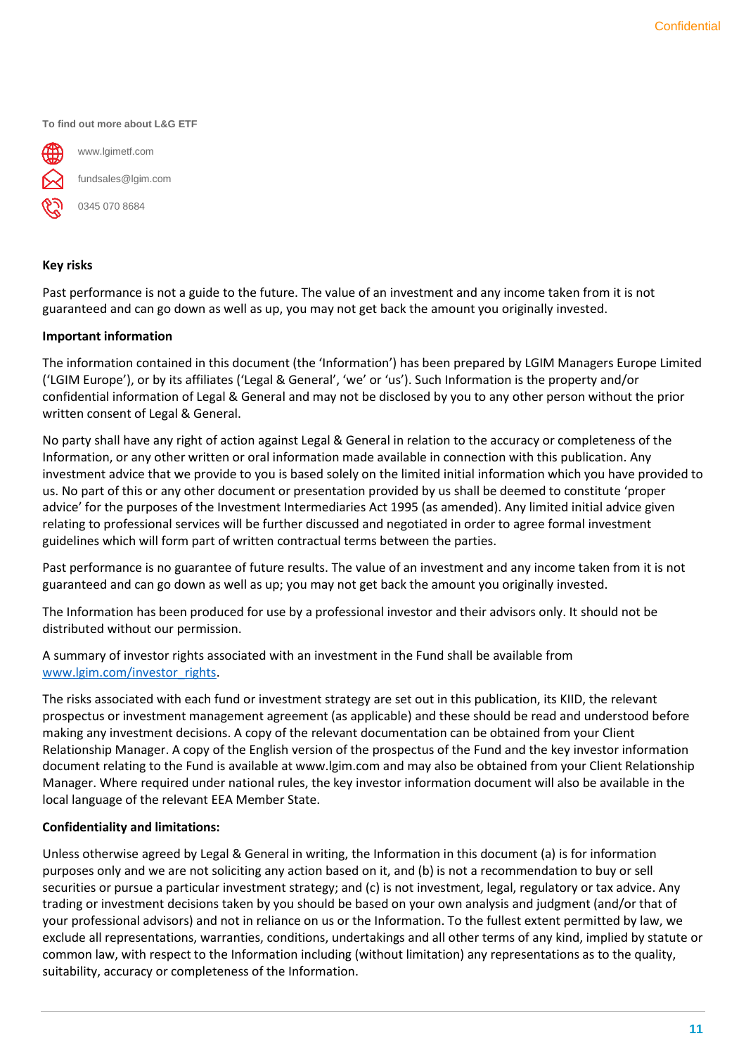To find out more about L&G ETF

www.lgimetf.com

fundsales@lgim.com

0345 070 8684

**Key risks**

Past performance is not a guide to the future. The value of an investment and any income taken from it is not guaranteed and can go down as well as up, you may not get back the amount you originally invested.

**Important information**

The information contained in this document (the 'Information') has been prepared by LGIM Managers Europe Limited ('LGIM Europe'), or by its affiliates ('Legal & General', 'we' or 'us'). Such Information is the property and/or confidential information of Legal & General and may not be disclosed by you to any other person without the prior written consent of Legal & General.

No party shall have any right of action against Legal & General in relation to the accuracy or completeness of the Information, or any other written or oral information made available in connection with this publication. Any investment advice that we provide to you is based solely on the limited initial information which you have provided to us. No part of this or any other document or presentation provided by us shall be deemed to constitute 'proper advice' for the purposes of the Investment Intermediaries Act 1995 (as amended). Any limited initial advice given relating to professional services will be further discussed and negotiated in order to agree formal investment guidelines which will form part of written contractual terms between the parties.

Past performance is no guarantee of future results. The value of an investment and any income taken from it is not guaranteed and can go down as well as up; you may not get back the amount you originally invested.

The Information has been produced for use by a professional investor and their advisors only. It should not be distributed without our permission.

A summary of investor rights associated with an investment in the Fund shall be available from www.lgim.com/investor_rights.

The risks associated with each fund or investment strategy are set out in this publication, its KIID, the relevant prospectus or investment management agreement (as applicable) and these should be read and understood before making any investment decisions. A copy of the relevant documentation can be obtained from your Client Relationship Manager. A copy of the English version of the prospectus of the Fund and the key investor information document relating to the Fund is available at www.lgim.com and may also be obtained from your Client Relationship Manager. Where required under national rules, the key investor information document will also be available in the local language of the relevant EEA Member State.

**Confidentiality and limitations:**

Unless otherwise agreed by Legal & General in writing, the Information in this document (a) is for information purposes only and we are not soliciting any action based on it, and (b) is not a recommendation to buy or sell securities or pursue a particular investment strategy; and (c) is not investment, legal, regulatory or tax advice. Any trading or investment decisions taken by you should be based on your own analysis and judgment (and/or that of your professional advisors) and not in reliance on us or the Information. To the fullest extent permitted by law, we exclude all representations, warranties, conditions, undertakings and all other terms of any kind, implied by statute or common law, with respect to the Information including (without limitation) any representations as to the quality, suitability, accuracy or completeness of the Information.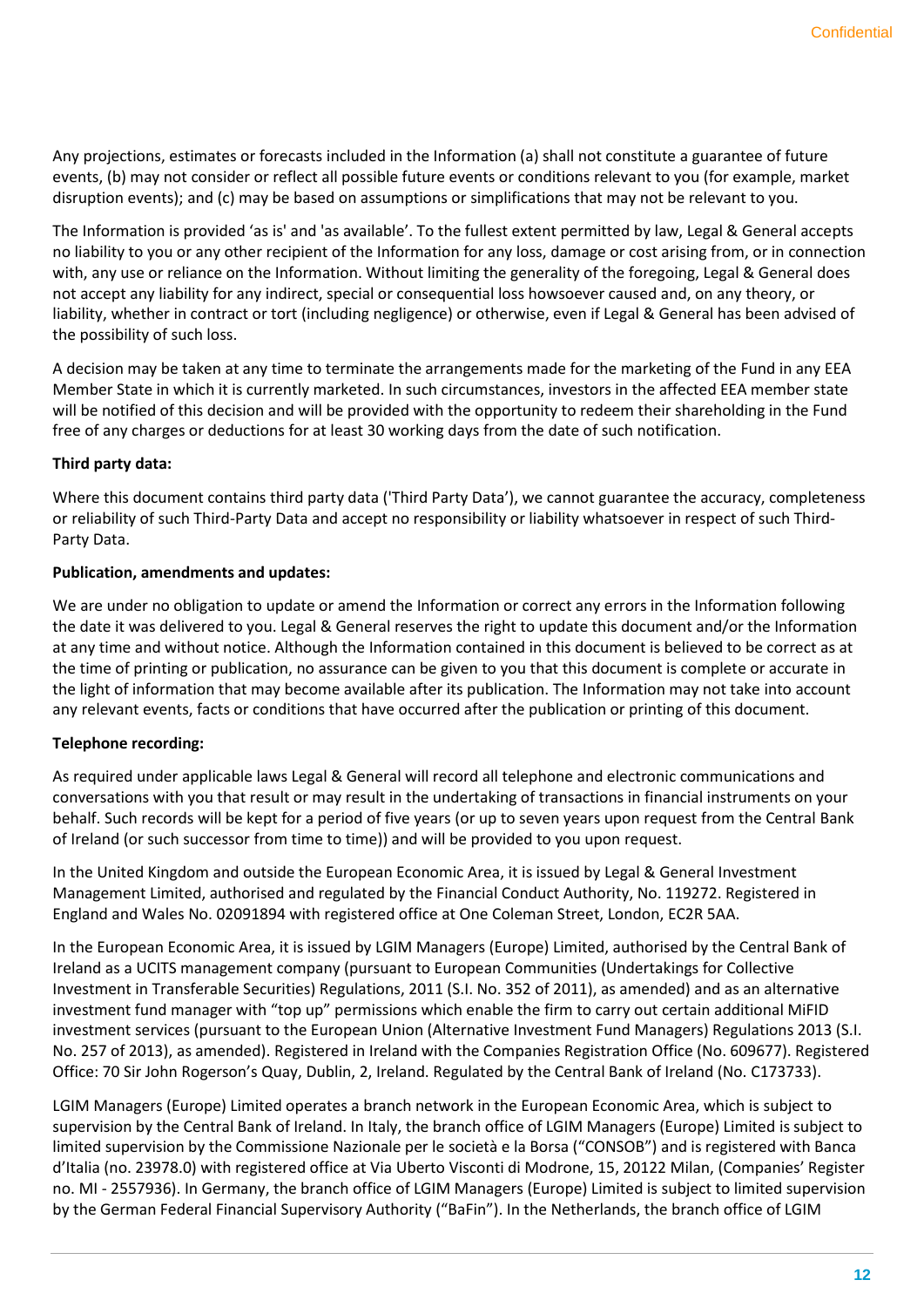Any projections, estimates or forecasts included in the Information (a) shall not constitute a guarantee of future events, (b) may not consider or reflect all possible future events or conditions relevant to you (for example, market disruption events); and (c) may be based on assumptions or simplifications that may not be relevant to you.

The Information is provided 'as is' and 'as available'. To the fullest extent permitted by law, Legal & General accepts no liability to you or any other recipient of the Information for any loss, damage or cost arising from, or in connection with, any use or reliance on the Information. Without limiting the generality of the foregoing, Legal & General does not accept any liability for any indirect, special or consequential loss howsoever caused and, on any theory, or liability, whether in contract or tort (including negligence) or otherwise, even if Legal & General has been advised of the possibility of such loss.

A decision may be taken at any time to terminate the arrangements made for the marketing of the Fund in any EEA Member State in which it is currently marketed. In such circumstances, investors in the affected EEA member state will be notified of this decision and will be provided with the opportunity to redeem their shareholding in the Fund free of any charges or deductions for at least 30 working days from the date of such notification.

**Third party data:**

Where this document contains third party data ('Third Party Data'), we cannot guarantee the accuracy, completeness or reliability of such Third-Party Data and accept no responsibility or liability whatsoever in respect of such Third-Party Data.

**Publication, amendments and updates:**

We are under no obligation to update or amend the Information or correct any errors in the Information following the date it was delivered to you. Legal & General reserves the right to update this document and/or the Information at any time and without notice. Although the Information contained in this document is believed to be correct as at the time of printing or publication, no assurance can be given to you that this document is complete or accurate in the light of information that may become available after its publication. The Information may not take into account any relevant events, facts or conditions that have occurred after the publication or printing of this document.

**Telephone recording:**

As required under applicable laws Legal & General will record all telephone and electronic communications and conversations with you that result or may result in the undertaking of transactions in financial instruments on your behalf. Such records will be kept for a period of five years (or up to seven years upon request from the Central Bank of Ireland (or such successor from time to time)) and will be provided to you upon request.

In the United Kingdom and outside the European Economic Area, it is issued by Legal & General Investment Management Limited, authorised and regulated by the Financial Conduct Authority, No. 119272. Registered in England and Wales No. 02091894 with registered office at One Coleman Street, London, EC2R 5AA.

In the European Economic Area, it is issued by LGIM Managers (Europe) Limited, authorised by the Central Bank of Ireland as a UCITS management company (pursuant to European Communities (Undertakings for Collective Investment in Transferable Securities) Regulations, 2011 (S.I. No. 352 of 2011), as amended) and as an alternative investment fund manager with "top up" permissions which enable the firm to carry out certain additional MiFID investment services (pursuant to the European Union (Alternative Investment Fund Managers) Regulations 2013 (S.I. No. 257 of 2013), as amended). Registered in Ireland with the Companies Registration Office (No. 609677). Registered Office: 70 Sir John Rogerson's Quay, Dublin, 2, Ireland. Regulated by the Central Bank of Ireland (No. C173733).

LGIM Managers (Europe) Limited operates a branch network in the European Economic Area, which is subject to supervision by the Central Bank of Ireland. In Italy, the branch office of LGIM Managers (Europe) Limited is subject to limited supervision by the Commissione Nazionale per le società e la Borsa ("CONSOB") and is registered with Banca d'Italia (no. 23978.0) with registered office at Via Uberto Visconti di Modrone, 15, 20122 Milan, (Companies' Register no. MI - 2557936). In Germany, the branch office of LGIM Managers (Europe) Limited is subject to limited supervision by the German Federal Financial Supervisory Authority ("BaFin"). In the Netherlands, the branch office of LGIM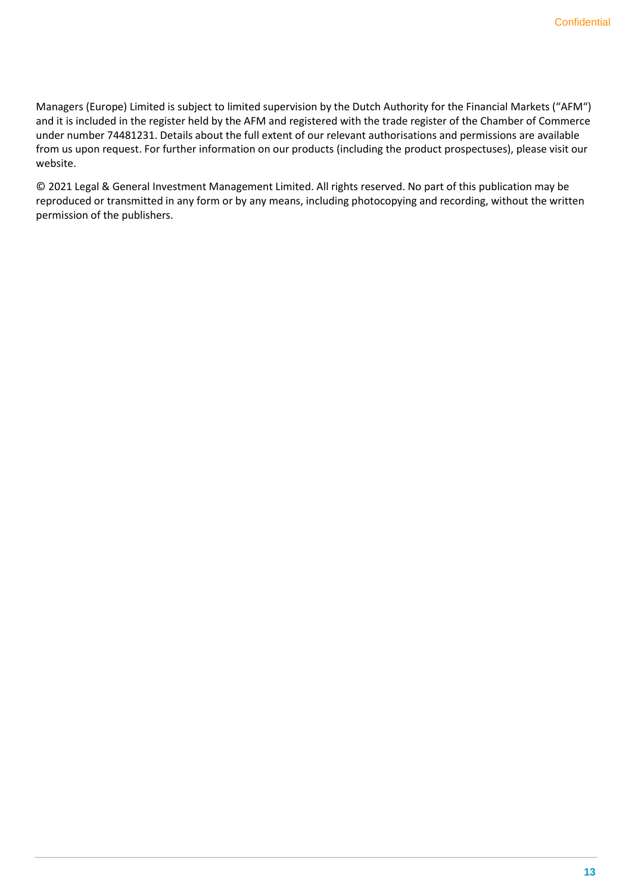Managers (Europe) Limited is subject to limited supervision by the Dutch Authority for the Financial Markets ("AFM") and it is included in the register held by the AFM and registered with the trade register of the Chamber of Commerce under number 74481231. Details about the full extent of our relevant authorisations and permissions are available from us upon request. For further information on our products (including the product prospectuses), please visit our website.

© 2021 Legal & General Investment Management Limited. All rights reserved. No part of this publication may be reproduced or transmitted in any form or by any means, including photocopying and recording, without the written permission of the publishers.